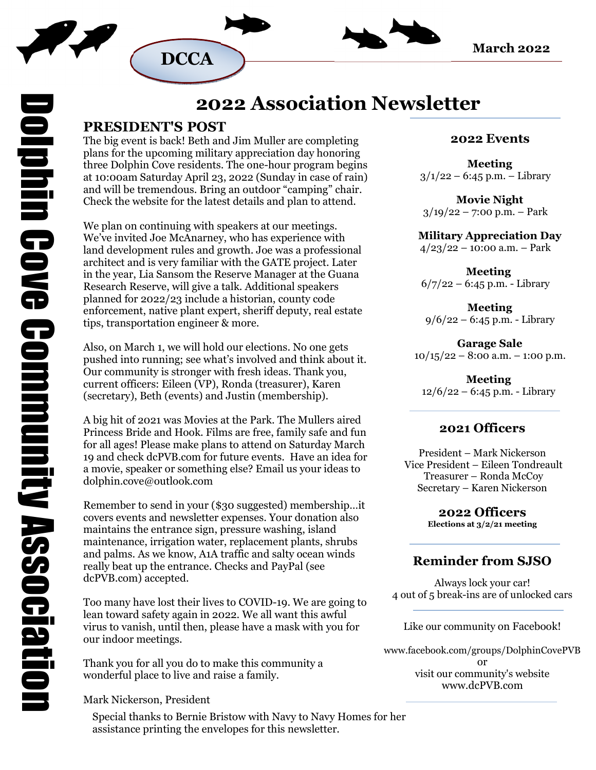DCCA

March 2022

Dolphin Cove Community Association

# 2022 Association Newsletter

## PRESIDENT'S POST

The big event is back! Beth and Jim Muller are completing plans for the upcoming military appreciation day honoring three Dolphin Cove residents. The one-hour program begins at 10:00am Saturday April 23, 2022 (Sunday in case of rain) and will be tremendous. Bring an outdoor "camping" chair. Check the website for the latest details and plan to attend.

We plan on continuing with speakers at our meetings. We've invited Joe McAnarney, who has experience with land development rules and growth. Joe was a professional architect and is very familiar with the GATE project. Later in the year, Lia Sansom the Reserve Manager at the Guana Research Reserve, will give a talk. Additional speakers planned for 2022/23 include a historian, county code enforcement, native plant expert, sheriff deputy, real estate tips, transportation engineer & more.

Also, on March 1, we will hold our elections. No one gets pushed into running; see what's involved and think about it. Our community is stronger with fresh ideas. Thank you, current officers: Eileen (VP), Ronda (treasurer), Karen (secretary), Beth (events) and Justin (membership).

A big hit of 2021 was Movies at the Park. The Mullers aired Princess Bride and Hook. Films are free, family safe and fun for all ages! Please make plans to attend on Saturday March 19 and check dcPVB.com for future events. Have an idea for a movie, speaker or something else? Email us your ideas to dolphin.cove@outlook.com

Remember to send in your ($30 suggested) membership…it covers events and newsletter expenses. Your donation also maintains the entrance sign, pressure washing, island maintenance, irrigation water, replacement plants, shrubs and palms. As we know, A1A traffic and salty ocean winds really beat up the entrance. Checks and PayPal (see dcPVB.com) accepted.

Too many have lost their lives to COVID-19. We are going to lean toward safety again in 2022. We all want this awful virus to vanish, until then, please have a mask with you for our indoor meetings.

Thank you for all you do to make this community a wonderful place to live and raise a family.

Mark Nickerson, President

Special thanks to Bernie Bristow with Navy to Navy Homes for her assistance printing the envelopes for this newsletter.

### 2022 Events

**Meeting**
3/1/22 – 6:45 p.m. – Library

**Movie Night**
3/19/22 – 7:00 p.m. – Park

**Military Appreciation Day**
4/23/22 – 10:00 a.m. – Park

**Meeting**
6/7/22 – 6:45 p.m. - Library

**Meeting**
9/6/22 – 6:45 p.m. - Library

**Garage Sale**
10/15/22 – 8:00 a.m. – 1:00 p.m.

**Meeting**
12/6/22 – 6:45 p.m. - Library

### 2021 Officers

President – Mark Nickerson
Vice President – Eileen Tondreault
Treasurer – Ronda McCoy
Secretary – Karen Nickerson

### 2022 Officers

**Elections at 3/2/21 meeting**

### Reminder from SJSO

Always lock your car!
4 out of 5 break-ins are of unlocked cars

Like our community on Facebook!

www.facebook.com/groups/DolphinCovePVB
or
visit our community's website
www.dcPVB.com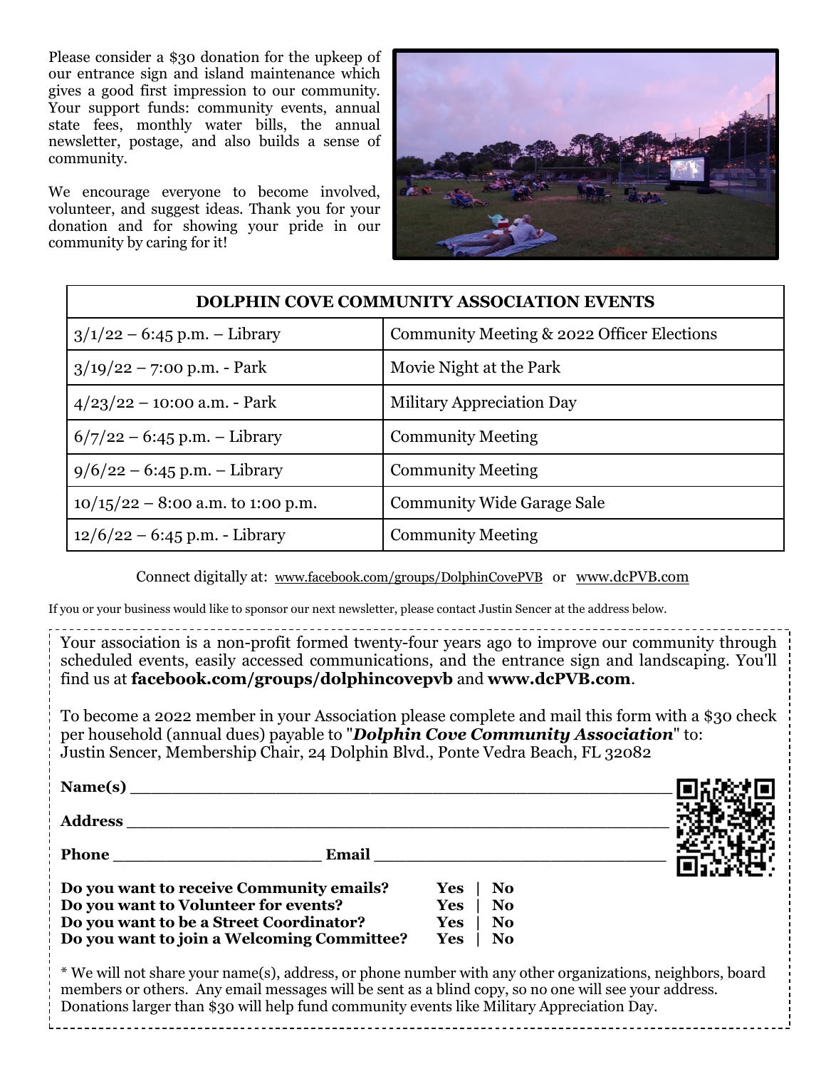Please consider a $30 donation for the upkeep of our entrance sign and island maintenance which gives a good first impression to our community. Your support funds: community events, annual state fees, monthly water bills, the annual newsletter, postage, and also builds a sense of community.

We encourage everyone to become involved, volunteer, and suggest ideas. Thank you for your donation and for showing your pride in our community by caring for it!

| DOLPHIN COVE COMMUNITY ASSOCIATION EVENTS | |
|---|---|
| 3/1/22 – 6:45 p.m. – Library | Community Meeting & 2022 Officer Elections |
| 3/19/22 – 7:00 p.m. - Park | Movie Night at the Park |
| 4/23/22 – 10:00 a.m. - Park | Military Appreciation Day |
| 6/7/22 – 6:45 p.m. – Library | Community Meeting |
| 9/6/22 – 6:45 p.m. – Library | Community Meeting |
| 10/15/22 – 8:00 a.m. to 1:00 p.m. | Community Wide Garage Sale |
| 12/6/22 – 6:45 p.m. - Library | Community Meeting |

Connect digitally at: www.facebook.com/groups/DolphinCovePVB or www.dcPVB.com

If you or your business would like to sponsor our next newsletter, please contact Justin Sencer at the address below.

Your association is a non-profit formed twenty-four years ago to improve our community through scheduled events, easily accessed communications, and the entrance sign and landscaping. You'll find us at **facebook.com/groups/dolphincovepvb** and **www.dcPVB.com**.

To become a 2022 member in your Association please complete and mail this form with a $30 check per household (annual dues) payable to "***Dolphin Cove Community Association***" to:
Justin Sencer, Membership Chair, 24 Dolphin Blvd., Ponte Vedra Beach, FL 32082

**Name(s)** ______________________________________________

**Address** ______________________________________________

**Phone** ____________________ **Email** ___________________________

**Do you want to receive Community emails?** **Yes | No**
**Do you want to Volunteer for events?** **Yes | No**
**Do you want to be a Street Coordinator?** **Yes | No**
**Do you want to join a Welcoming Committee?** **Yes | No**

* We will not share your name(s), address, or phone number with any other organizations, neighbors, board members or others. Any email messages will be sent as a blind copy, so no one will see your address. Donations larger than $30 will help fund community events like Military Appreciation Day.